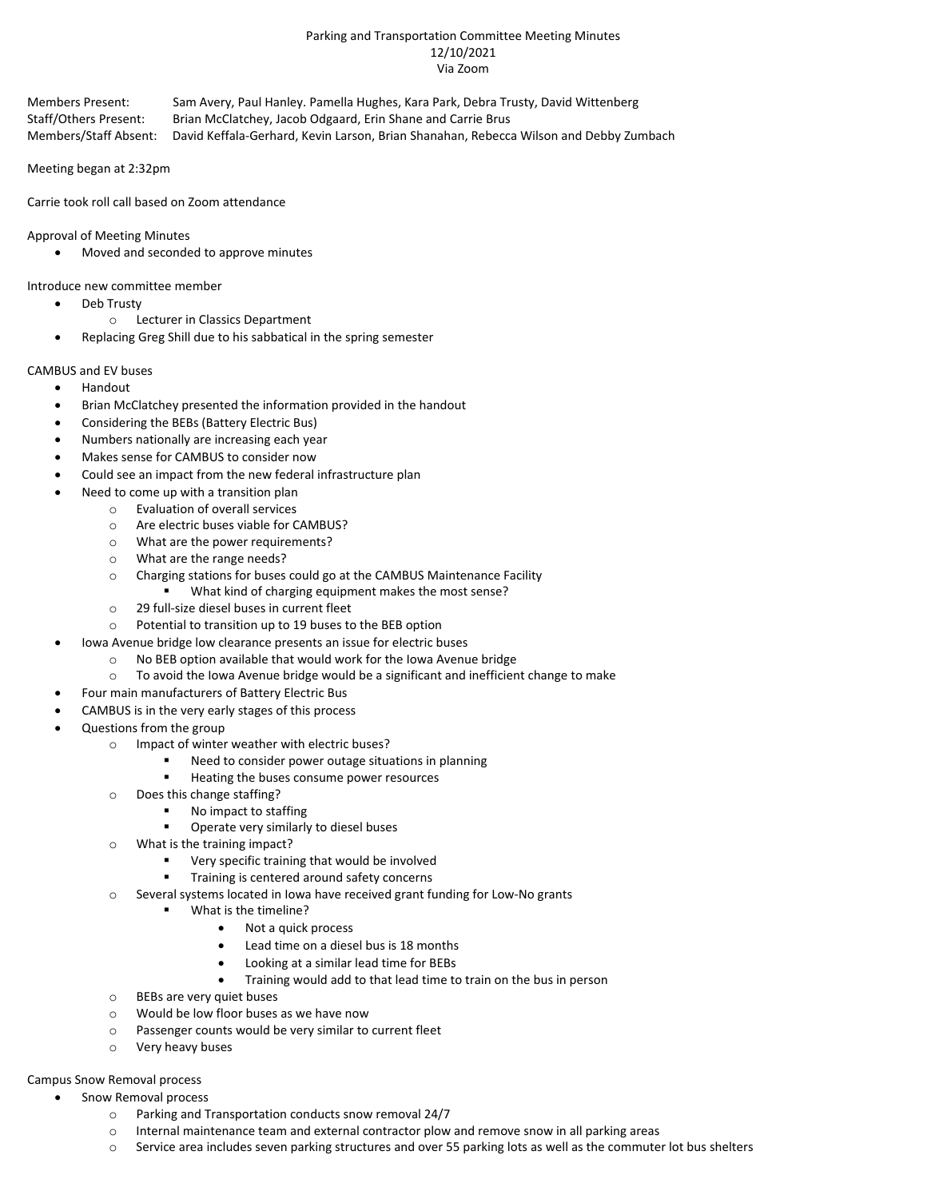# Parking and Transportation Committee Meeting Minutes
12/10/2021
Via Zoom

Members Present: Sam Avery, Paul Hanley. Pamella Hughes, Kara Park, Debra Trusty, David Wittenberg
Staff/Others Present: Brian McClatchey, Jacob Odgaard, Erin Shane and Carrie Brus
Members/Staff Absent: David Keffala-Gerhard, Kevin Larson, Brian Shanahan, Rebecca Wilson and Debby Zumbach

Meeting began at 2:32pm

Carrie took roll call based on Zoom attendance

Approval of Meeting Minutes

- Moved and seconded to approve minutes

Introduce new committee member

- Deb Trusty
  - Lecturer in Classics Department
- Replacing Greg Shill due to his sabbatical in the spring semester

CAMBUS and EV buses

- Handout
- Brian McClatchey presented the information provided in the handout
- Considering the BEBs (Battery Electric Bus)
- Numbers nationally are increasing each year
- Makes sense for CAMBUS to consider now
- Could see an impact from the new federal infrastructure plan
- Need to come up with a transition plan
  - Evaluation of overall services
  - Are electric buses viable for CAMBUS?
  - What are the power requirements?
  - What are the range needs?
  - Charging stations for buses could go at the CAMBUS Maintenance Facility
    - What kind of charging equipment makes the most sense?
  - 29 full-size diesel buses in current fleet
  - Potential to transition up to 19 buses to the BEB option
- Iowa Avenue bridge low clearance presents an issue for electric buses
  - No BEB option available that would work for the Iowa Avenue bridge
  - To avoid the Iowa Avenue bridge would be a significant and inefficient change to make
- Four main manufacturers of Battery Electric Bus
- CAMBUS is in the very early stages of this process
- Questions from the group
  - Impact of winter weather with electric buses?
    - Need to consider power outage situations in planning
    - Heating the buses consume power resources
  - Does this change staffing?
    - No impact to staffing
    - Operate very similarly to diesel buses
  - What is the training impact?
    - Very specific training that would be involved
    - Training is centered around safety concerns
  - Several systems located in Iowa have received grant funding for Low-No grants
    - What is the timeline?
      - Not a quick process
      - Lead time on a diesel bus is 18 months
      - Looking at a similar lead time for BEBs
      - Training would add to that lead time to train on the bus in person
  - BEBs are very quiet buses
  - Would be low floor buses as we have now
  - Passenger counts would be very similar to current fleet
  - Very heavy buses

Campus Snow Removal process

- Snow Removal process
  - Parking and Transportation conducts snow removal 24/7
  - Internal maintenance team and external contractor plow and remove snow in all parking areas
  - Service area includes seven parking structures and over 55 parking lots as well as the commuter lot bus shelters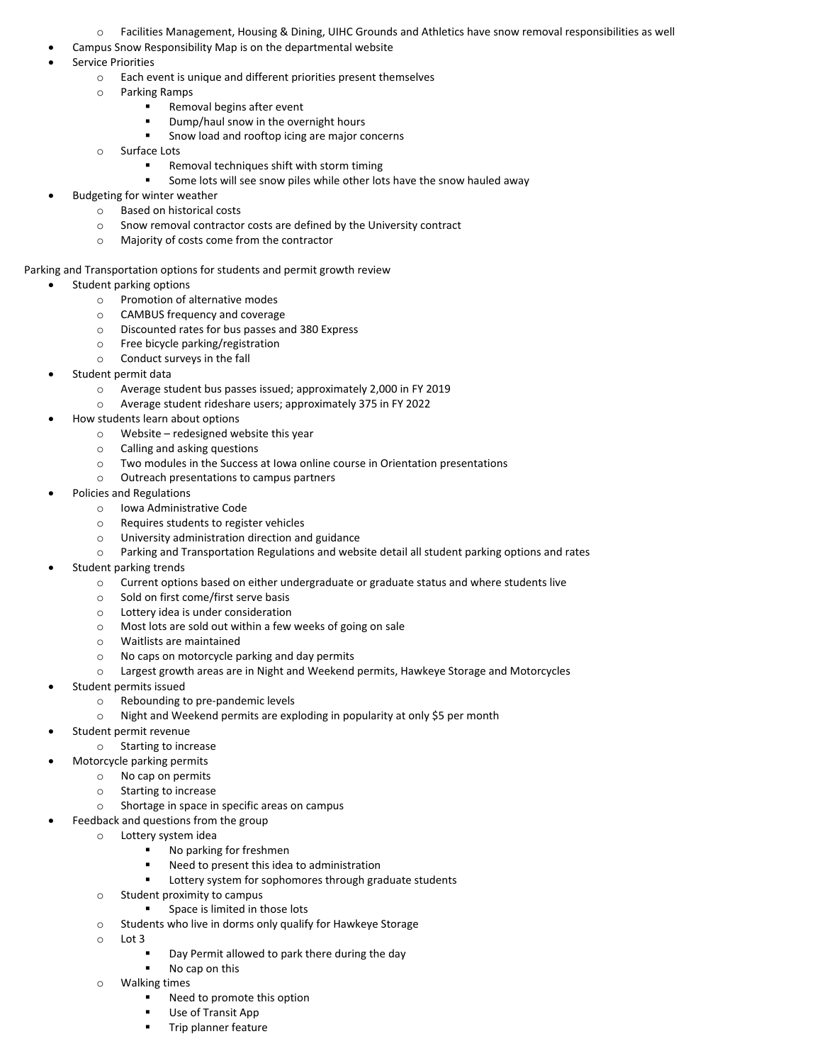- Facilities Management, Housing & Dining, UIHC Grounds and Athletics have snow removal responsibilities as well
- Campus Snow Responsibility Map is on the departmental website
- Service Priorities
    - Each event is unique and different priorities present themselves
    - Parking Ramps
        - Removal begins after event
        - Dump/haul snow in the overnight hours
        - Snow load and rooftop icing are major concerns
    - Surface Lots
        - Removal techniques shift with storm timing
        - Some lots will see snow piles while other lots have the snow hauled away
- Budgeting for winter weather
    - Based on historical costs
    - Snow removal contractor costs are defined by the University contract
    - Majority of costs come from the contractor

Parking and Transportation options for students and permit growth review

- Student parking options
    - Promotion of alternative modes
    - CAMBUS frequency and coverage
    - Discounted rates for bus passes and 380 Express
    - Free bicycle parking/registration
    - Conduct surveys in the fall
- Student permit data
    - Average student bus passes issued; approximately 2,000 in FY 2019
    - Average student rideshare users; approximately 375 in FY 2022
- How students learn about options
    - Website – redesigned website this year
    - Calling and asking questions
    - Two modules in the Success at Iowa online course in Orientation presentations
    - Outreach presentations to campus partners
- Policies and Regulations
    - Iowa Administrative Code
    - Requires students to register vehicles
    - University administration direction and guidance
    - Parking and Transportation Regulations and website detail all student parking options and rates
- Student parking trends
    - Current options based on either undergraduate or graduate status and where students live
    - Sold on first come/first serve basis
    - Lottery idea is under consideration
    - Most lots are sold out within a few weeks of going on sale
    - Waitlists are maintained
    - No caps on motorcycle parking and day permits
    - Largest growth areas are in Night and Weekend permits, Hawkeye Storage and Motorcycles
- Student permits issued
    - Rebounding to pre-pandemic levels
    - Night and Weekend permits are exploding in popularity at only $5 per month
- Student permit revenue
    - Starting to increase
- Motorcycle parking permits
    - No cap on permits
    - Starting to increase
    - Shortage in space in specific areas on campus
- Feedback and questions from the group
    - Lottery system idea
        - No parking for freshmen
        - Need to present this idea to administration
        - Lottery system for sophomores through graduate students
    - Student proximity to campus
        - Space is limited in those lots
    - Students who live in dorms only qualify for Hawkeye Storage
    - Lot 3
        - Day Permit allowed to park there during the day
        - No cap on this
    - Walking times
        - Need to promote this option
        - Use of Transit App
        - Trip planner feature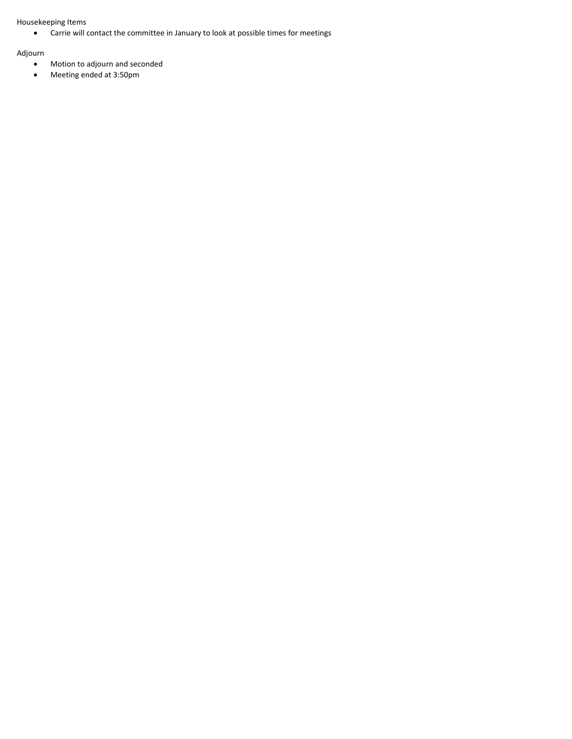Housekeeping Items

- Carrie will contact the committee in January to look at possible times for meetings

Adjourn

- Motion to adjourn and seconded
- Meeting ended at 3:50pm